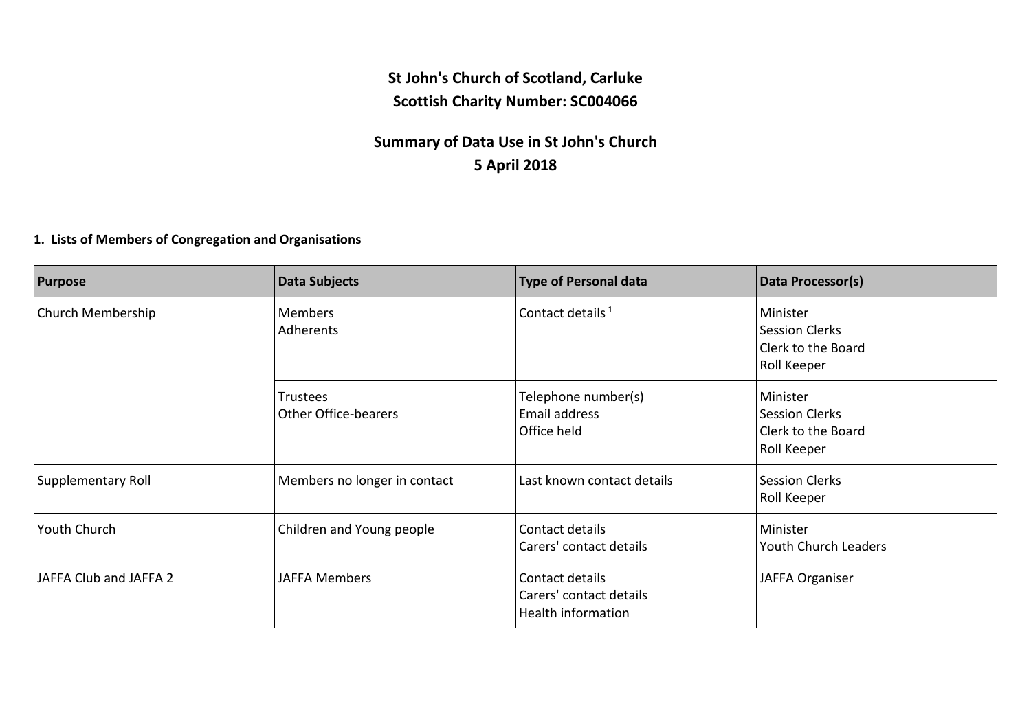# St John's Church of Scotland, Carluke
# Scottish Charity Number: SC004066

## Summary of Data Use in St John's Church
## 5 April 2018

### 1. Lists of Members of Congregation and Organisations

| Purpose | Data Subjects | Type of Personal data | Data Processor(s) |
|---|---|---|---|
| Church Membership | Members<br>Adherents | Contact details [1] | Minister<br>Session Clerks<br>Clerk to the Board<br>Roll Keeper |
| | Trustees<br>Other Office-bearers | Telephone number(s)<br>Email address<br>Office held | Minister<br>Session Clerks<br>Clerk to the Board<br>Roll Keeper |
| Supplementary Roll | Members no longer in contact | Last known contact details | Session Clerks<br>Roll Keeper |
| Youth Church | Children and Young people | Contact details<br>Carers' contact details | Minister<br>Youth Church Leaders |
| JAFFA Club and JAFFA 2 | JAFFA Members | Contact details<br>Carers' contact details<br>Health information | JAFFA Organiser |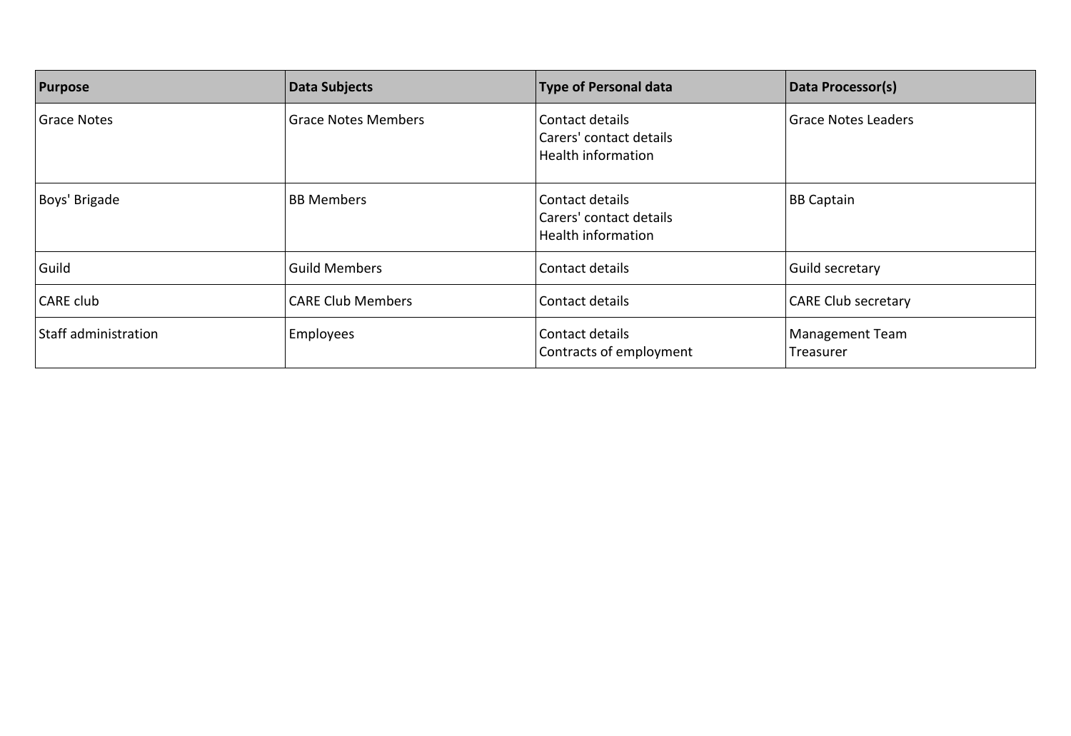| Purpose | Data Subjects | Type of Personal data | Data Processor(s) |
| --- | --- | --- | --- |
| Grace Notes | Grace Notes Members | Contact details<br>Carers' contact details<br>Health information | Grace Notes Leaders |
| Boys' Brigade | BB Members | Contact details<br>Carers' contact details<br>Health information | BB Captain |
| Guild | Guild Members | Contact details | Guild secretary |
| CARE club | CARE Club Members | Contact details | CARE Club secretary |
| Staff administration | Employees | Contact details<br>Contracts of employment | Management Team<br>Treasurer |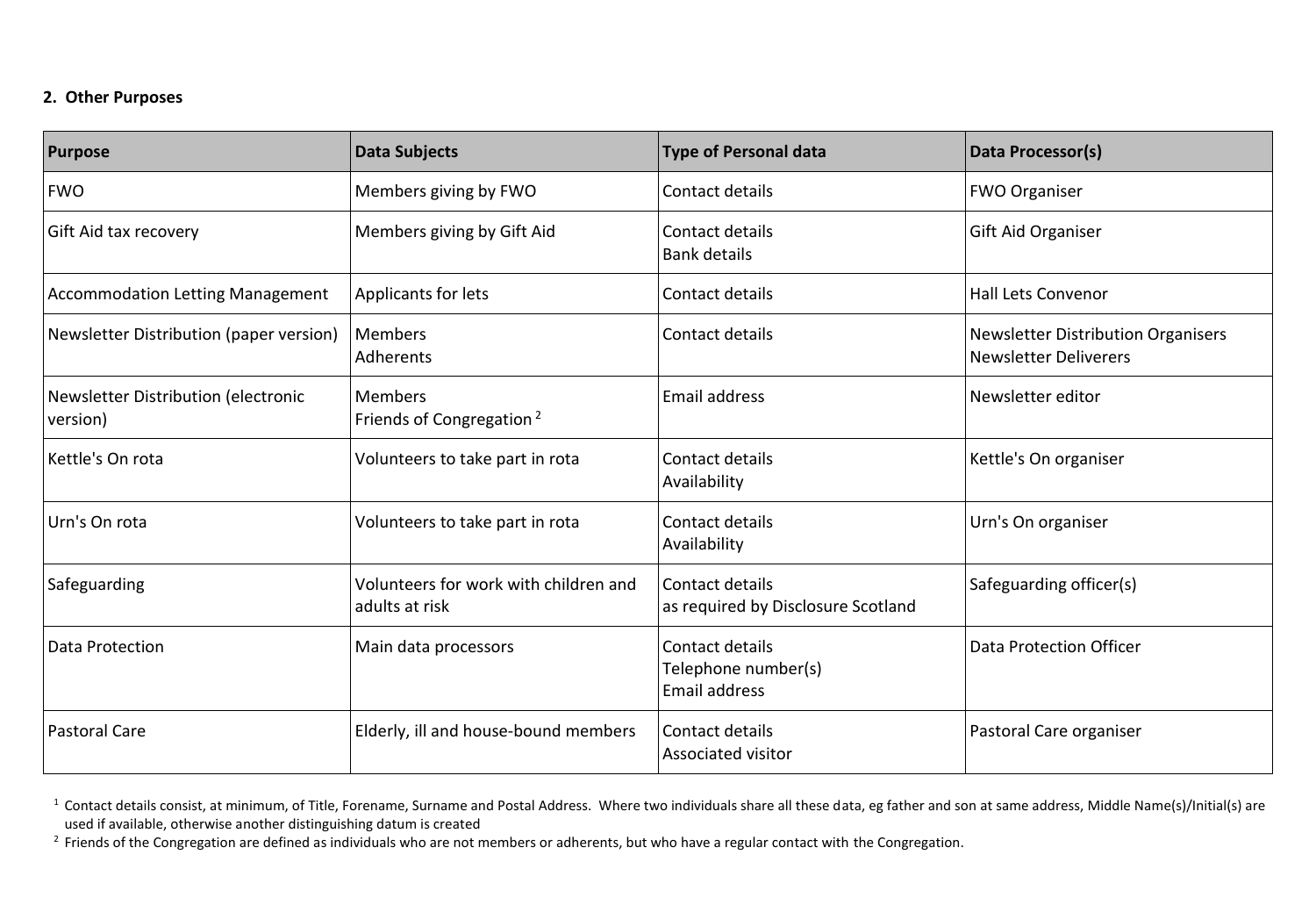## 2. Other Purposes

| Purpose | Data Subjects | Type of Personal data | Data Processor(s) |
|---|---|---|---|
| FWO | Members giving by FWO | Contact details | FWO Organiser |
| Gift Aid tax recovery | Members giving by Gift Aid | Contact details<br>Bank details | Gift Aid Organiser |
| Accommodation Letting Management | Applicants for lets | Contact details | Hall Lets Convenor |
| Newsletter Distribution (paper version) | Members<br>Adherents | Contact details | Newsletter Distribution Organisers<br>Newsletter Deliverers |
| Newsletter Distribution (electronic version) | Members<br>Friends of Congregation [2] | Email address | Newsletter editor |
| Kettle's On rota | Volunteers to take part in rota | Contact details<br>Availability | Kettle's On organiser |
| Urn's On rota | Volunteers to take part in rota | Contact details<br>Availability | Urn's On organiser |
| Safeguarding | Volunteers for work with children and adults at risk | Contact details<br>as required by Disclosure Scotland | Safeguarding officer(s) |
| Data Protection | Main data processors | Contact details<br>Telephone number(s)<br>Email address | Data Protection Officer |
| Pastoral Care | Elderly, ill and house-bound members | Contact details<br>Associated visitor | Pastoral Care organiser |

[1] Contact details consist, at minimum, of Title, Forename, Surname and Postal Address. Where two individuals share all these data, eg father and son at same address, Middle Name(s)/Initial(s) are used if available, otherwise another distinguishing datum is created

[2] Friends of the Congregation are defined as individuals who are not members or adherents, but who have a regular contact with the Congregation.